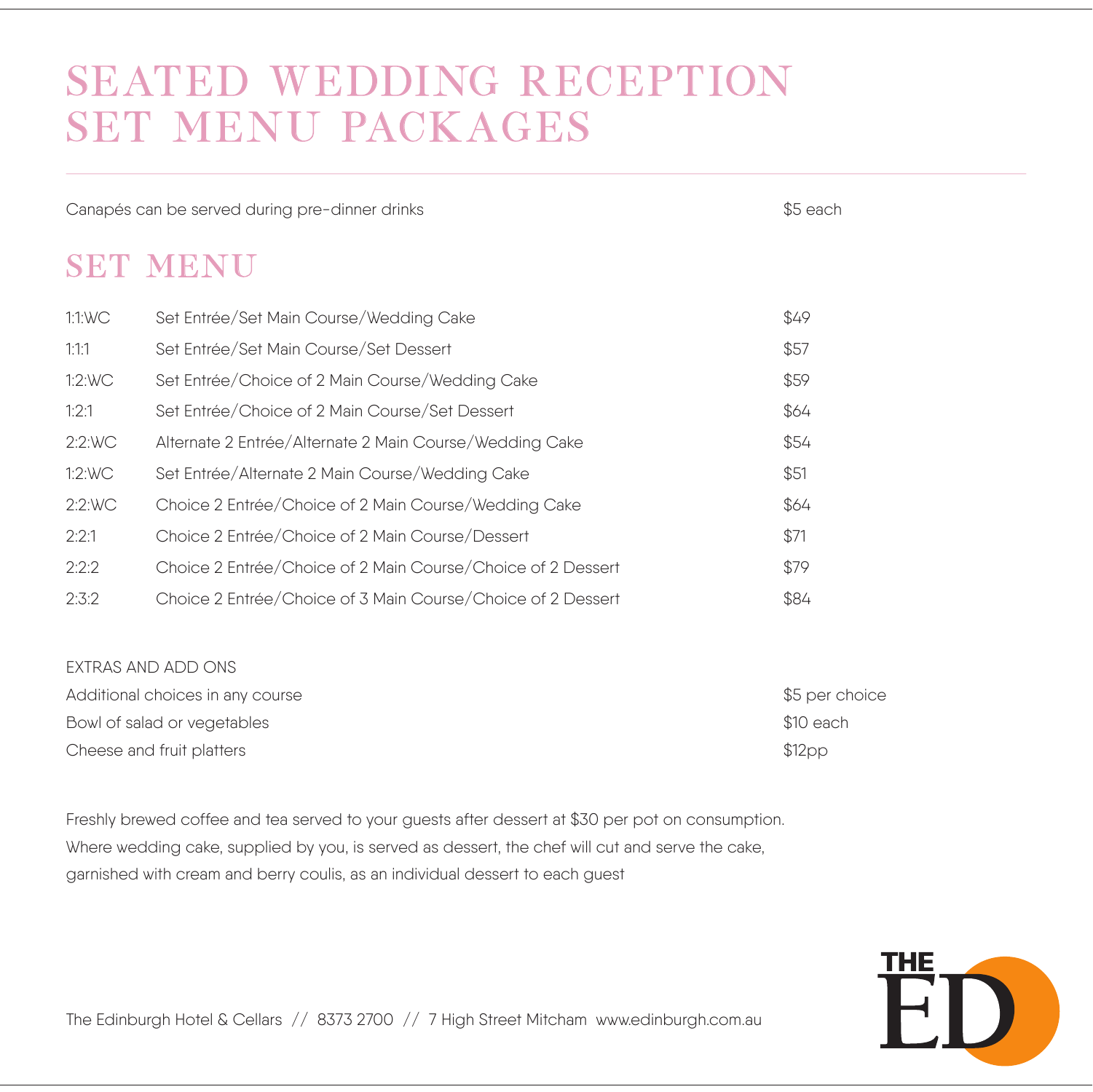# SEATED WEDDING RECEPTION SET MENU PACKAGES

| | |
|---|---|
| Canapés can be served during pre-dinner drinks | $5 each |

## SET MENU

| Code | Description | Price |
|---|---|---|
| 1:1:WC | Set Entrée/Set Main Course/Wedding Cake | $49 |
| 1:1:1 | Set Entrée/Set Main Course/Set Dessert | $57 |
| 1:2:WC | Set Entrée/Choice of 2 Main Course/Wedding Cake | $59 |
| 1:2:1 | Set Entrée/Choice of 2 Main Course/Set Dessert | $64 |
| 2:2:WC | Alternate 2 Entrée/Alternate 2 Main Course/Wedding Cake | $54 |
| 1:2:WC | Set Entrée/Alternate 2 Main Course/Wedding Cake | $51 |
| 2:2:WC | Choice 2 Entrée/Choice of 2 Main Course/Wedding Cake | $64 |
| 2:2:1 | Choice 2 Entrée/Choice of 2 Main Course/Dessert | $71 |
| 2:2:2 | Choice 2 Entrée/Choice of 2 Main Course/Choice of 2 Dessert | $79 |
| 2:3:2 | Choice 2 Entrée/Choice of 3 Main Course/Choice of 2 Dessert | $84 |

EXTRAS AND ADD ONS

| | |
|---|---|
| Additional choices in any course | $5 per choice |
| Bowl of salad or vegetables | $10 each |
| Cheese and fruit platters | $12pp |

Freshly brewed coffee and tea served to your guests after dessert at $30 per pot on consumption.
Where wedding cake, supplied by you, is served as dessert, the chef will cut and serve the cake, garnished with cream and berry coulis, as an individual dessert to each guest

The Edinburgh Hotel & Cellars // 8373 2700 // 7 High Street Mitcham www.edinburgh.com.au

THE ED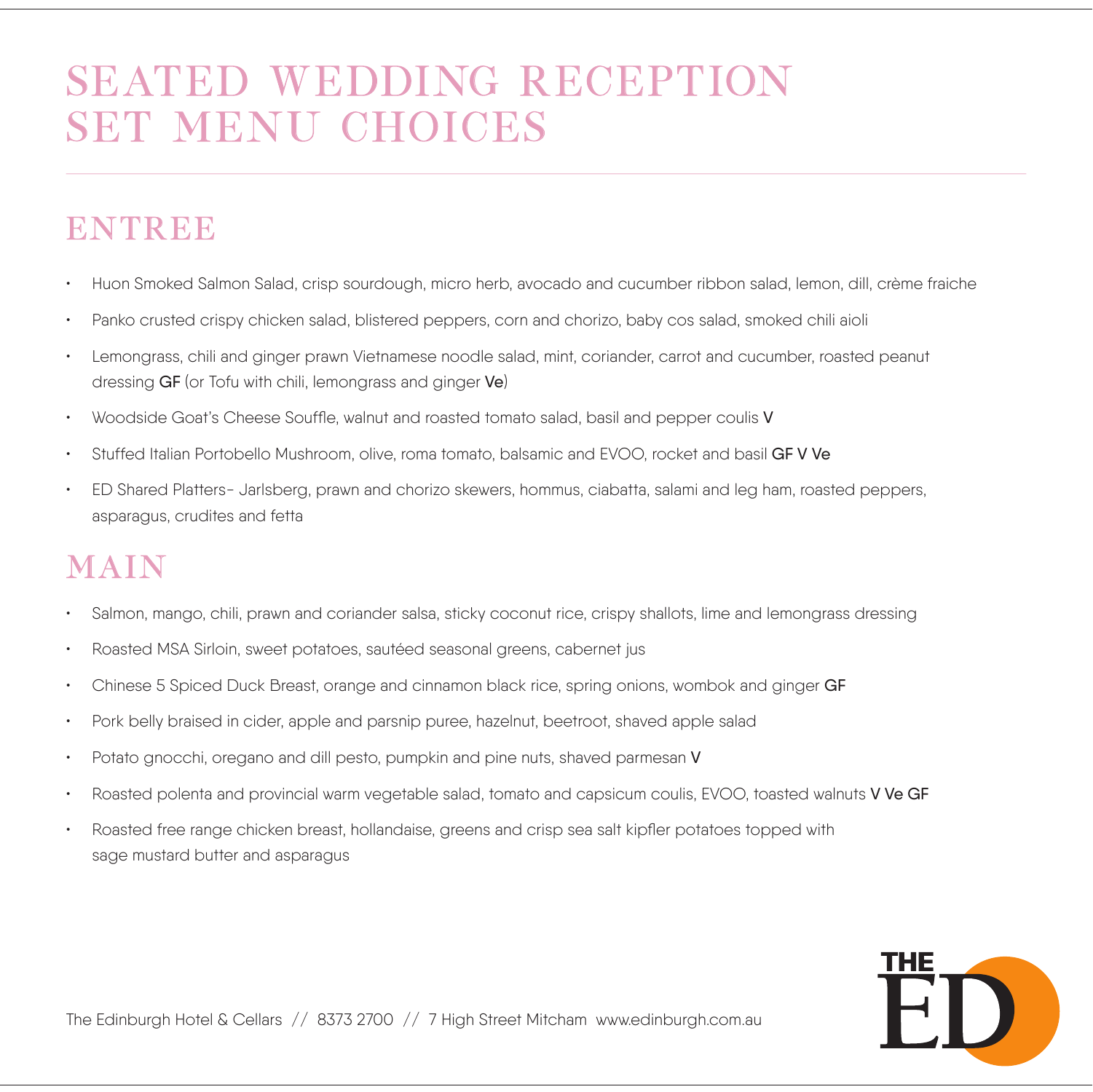# SEATED WEDDING RECEPTION SET MENU CHOICES

## ENTREE

- Huon Smoked Salmon Salad, crisp sourdough, micro herb, avocado and cucumber ribbon salad, lemon, dill, crème fraiche
- Panko crusted crispy chicken salad, blistered peppers, corn and chorizo, baby cos salad, smoked chili aioli
- Lemongrass, chili and ginger prawn Vietnamese noodle salad, mint, coriander, carrot and cucumber, roasted peanut dressing **GF** (or Tofu with chili, lemongrass and ginger **Ve**)
- Woodside Goat's Cheese Souffle, walnut and roasted tomato salad, basil and pepper coulis **V**
- Stuffed Italian Portobello Mushroom, olive, roma tomato, balsamic and EVOO, rocket and basil **GF V Ve**
- ED Shared Platters- Jarlsberg, prawn and chorizo skewers, hommus, ciabatta, salami and leg ham, roasted peppers, asparagus, crudites and fetta

## MAIN

- Salmon, mango, chili, prawn and coriander salsa, sticky coconut rice, crispy shallots, lime and lemongrass dressing
- Roasted MSA Sirloin, sweet potatoes, sautéed seasonal greens, cabernet jus
- Chinese 5 Spiced Duck Breast, orange and cinnamon black rice, spring onions, wombok and ginger **GF**
- Pork belly braised in cider, apple and parsnip puree, hazelnut, beetroot, shaved apple salad
- Potato gnocchi, oregano and dill pesto, pumpkin and pine nuts, shaved parmesan **V**
- Roasted polenta and provincial warm vegetable salad, tomato and capsicum coulis, EVOO, toasted walnuts **V Ve GF**
- Roasted free range chicken breast, hollandaise, greens and crisp sea salt kipfler potatoes topped with sage mustard butter and asparagus

The Edinburgh Hotel & Cellars // 8373 2700 // 7 High Street Mitcham www.edinburgh.com.au

THE ED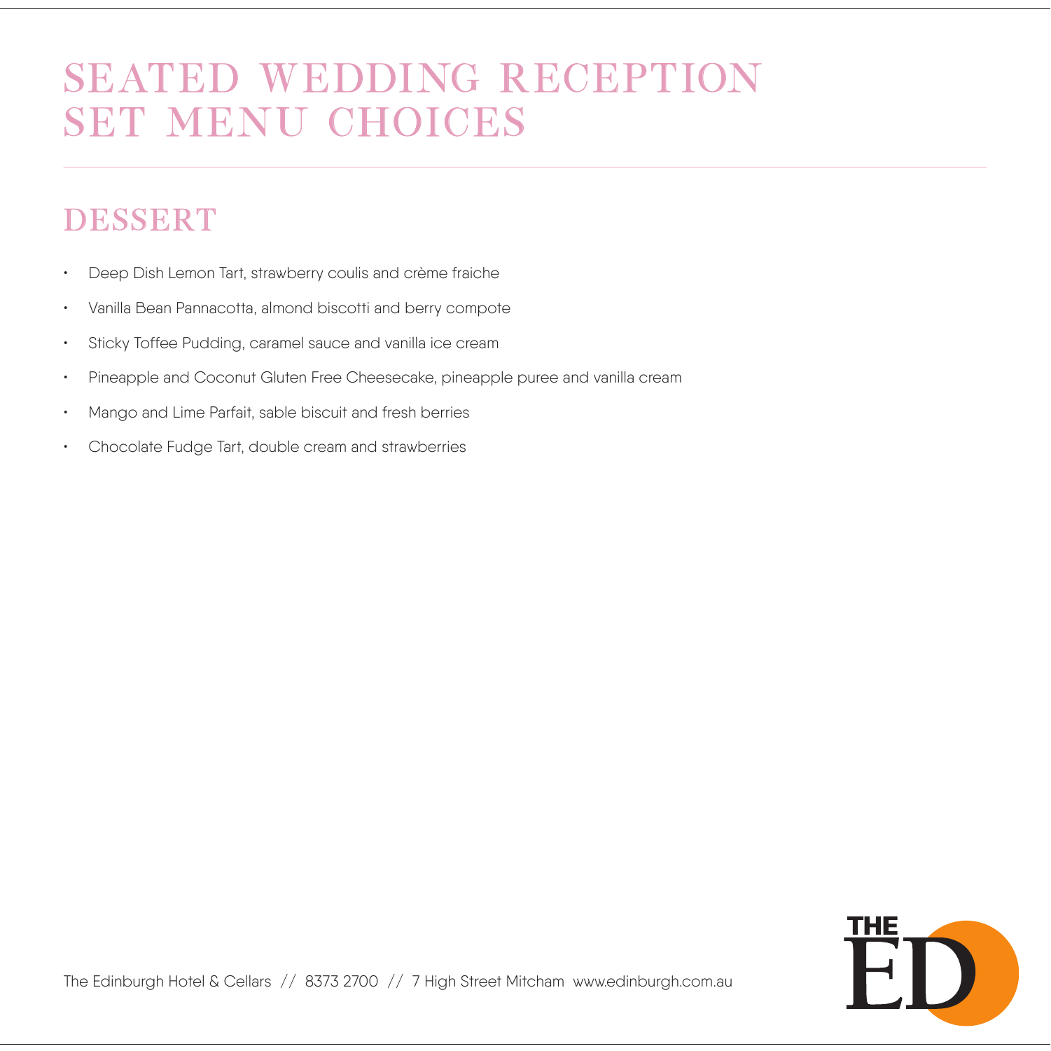# SEATED WEDDING RECEPTION SET MENU CHOICES

## DESSERT

- Deep Dish Lemon Tart, strawberry coulis and crème fraiche
- Vanilla Bean Pannacotta, almond biscotti and berry compote
- Sticky Toffee Pudding, caramel sauce and vanilla ice cream
- Pineapple and Coconut Gluten Free Cheesecake, pineapple puree and vanilla cream
- Mango and Lime Parfait, sable biscuit and fresh berries
- Chocolate Fudge Tart, double cream and strawberries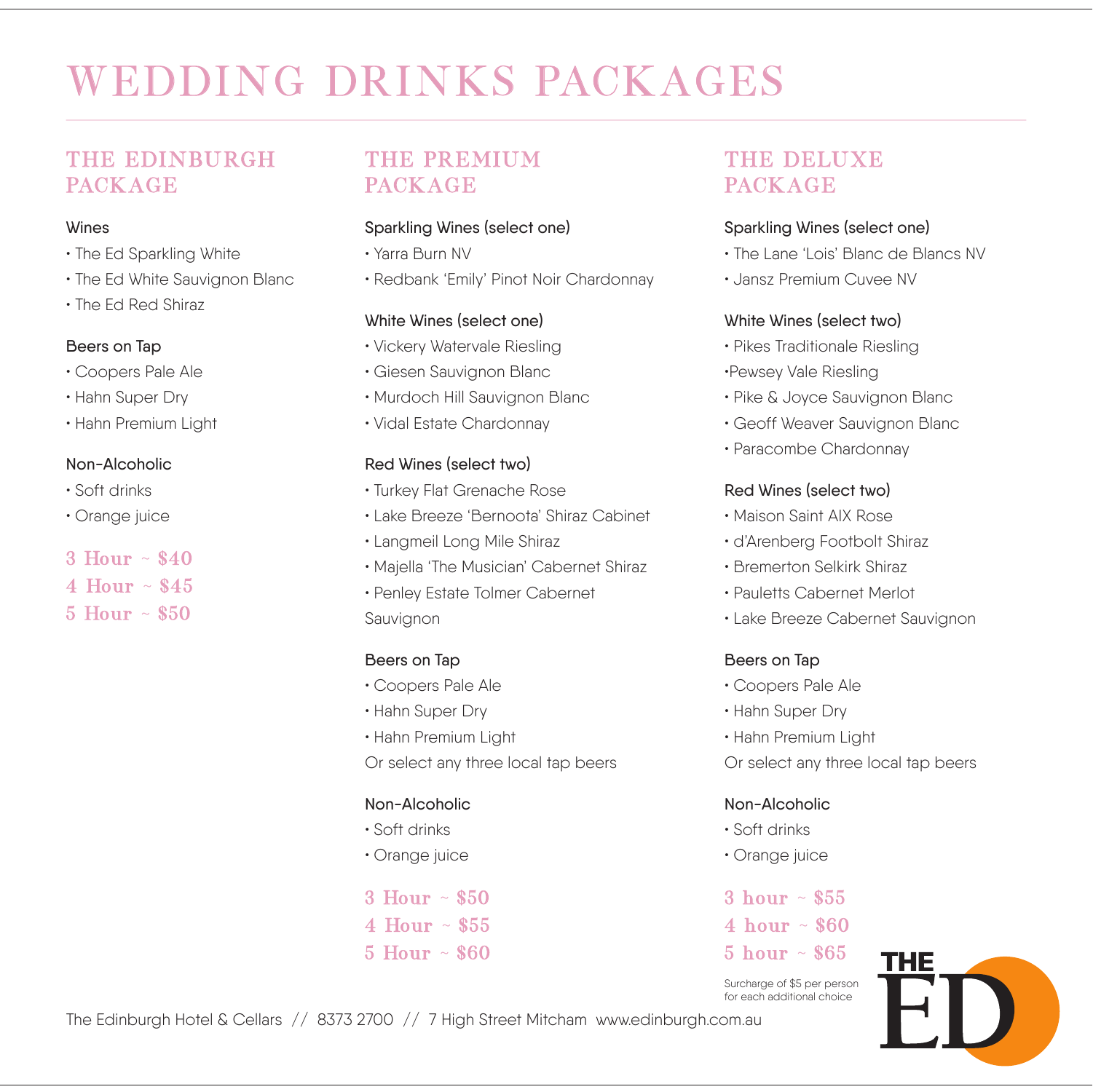# WEDDING DRINKS PACKAGES

## THE EDINBURGH PACKAGE

Wines

- The Ed Sparkling White
- The Ed White Sauvignon Blanc
- The Ed Red Shiraz

Beers on Tap

- Coopers Pale Ale
- Hahn Super Dry
- Hahn Premium Light

Non-Alcoholic

- Soft drinks
- Orange juice

3 Hour ~ $40
4 Hour ~ $45
5 Hour ~ $50

## THE PREMIUM PACKAGE

Sparkling Wines (select one)

- Yarra Burn NV
- Redbank 'Emily' Pinot Noir Chardonnay

White Wines (select one)

- Vickery Watervale Riesling
- Giesen Sauvignon Blanc
- Murdoch Hill Sauvignon Blanc
- Vidal Estate Chardonnay

Red Wines (select two)

- Turkey Flat Grenache Rose
- Lake Breeze 'Bernoota' Shiraz Cabinet
- Langmeil Long Mile Shiraz
- Majella 'The Musician' Cabernet Shiraz
- Penley Estate Tolmer Cabernet Sauvignon

Beers on Tap

- Coopers Pale Ale
- Hahn Super Dry
- Hahn Premium Light

Or select any three local tap beers

Non-Alcoholic

- Soft drinks
- Orange juice

3 Hour ~ $50
4 Hour ~ $55
5 Hour ~ $60

## THE DELUXE PACKAGE

Sparkling Wines (select one)

- The Lane 'Lois' Blanc de Blancs NV
- Jansz Premium Cuvee NV

White Wines (select two)

- Pikes Traditionale Riesling
- Pewsey Vale Riesling
- Pike & Joyce Sauvignon Blanc
- Geoff Weaver Sauvignon Blanc
- Paracombe Chardonnay

Red Wines (select two)

- Maison Saint AIX Rose
- d'Arenberg Footbolt Shiraz
- Bremerton Selkirk Shiraz
- Pauletts Cabernet Merlot
- Lake Breeze Cabernet Sauvignon

Beers on Tap

- Coopers Pale Ale
- Hahn Super Dry
- Hahn Premium Light

Or select any three local tap beers

Non-Alcoholic

- Soft drinks
- Orange juice

3 hour ~ $55
4 hour ~ $60
5 hour ~ $65

Surcharge of $5 per person for each additional choice

The Edinburgh Hotel & Cellars // 8373 2700 // 7 High Street Mitcham www.edinburgh.com.au

THE ED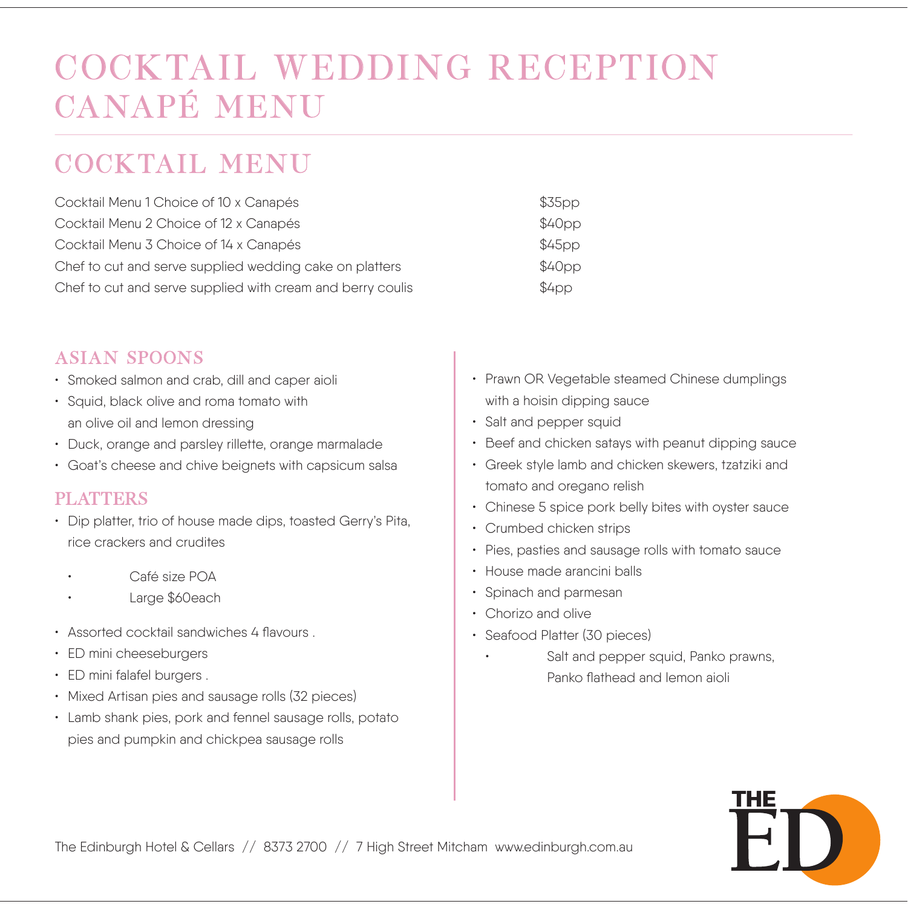# COCKTAIL WEDDING RECEPTION CANAPÉ MENU

## COCKTAIL MENU

| | |
|---|---|
| Cocktail Menu 1 Choice of 10 x Canapés | $35pp |
| Cocktail Menu 2 Choice of 12 x Canapés | $40pp |
| Cocktail Menu 3 Choice of 14 x Canapés | $45pp |
| Chef to cut and serve supplied wedding cake on platters | $40pp |
| Chef to cut and serve supplied with cream and berry coulis | $4pp |

### ASIAN SPOONS

- Smoked salmon and crab, dill and caper aioli
- Squid, black olive and roma tomato with an olive oil and lemon dressing
- Duck, orange and parsley rillette, orange marmalade
- Goat's cheese and chive beignets with capsicum salsa

### PLATTERS

- Dip platter, trio of house made dips, toasted Gerry's Pita, rice crackers and crudites
    - Café size POA
    - Large $60each
- Assorted cocktail sandwiches 4 flavours .
- ED mini cheeseburgers
- ED mini falafel burgers .
- Mixed Artisan pies and sausage rolls (32 pieces)
- Lamb shank pies, pork and fennel sausage rolls, potato pies and pumpkin and chickpea sausage rolls
- Prawn OR Vegetable steamed Chinese dumplings with a hoisin dipping sauce
- Salt and pepper squid
- Beef and chicken satays with peanut dipping sauce
- Greek style lamb and chicken skewers, tzatziki and tomato and oregano relish
- Chinese 5 spice pork belly bites with oyster sauce
- Crumbed chicken strips
- Pies, pasties and sausage rolls with tomato sauce
- House made arancini balls
- Spinach and parmesan
- Chorizo and olive
- Seafood Platter (30 pieces)
    - Salt and pepper squid, Panko prawns, Panko flathead and lemon aioli

The Edinburgh Hotel & Cellars // 8373 2700 // 7 High Street Mitcham www.edinburgh.com.au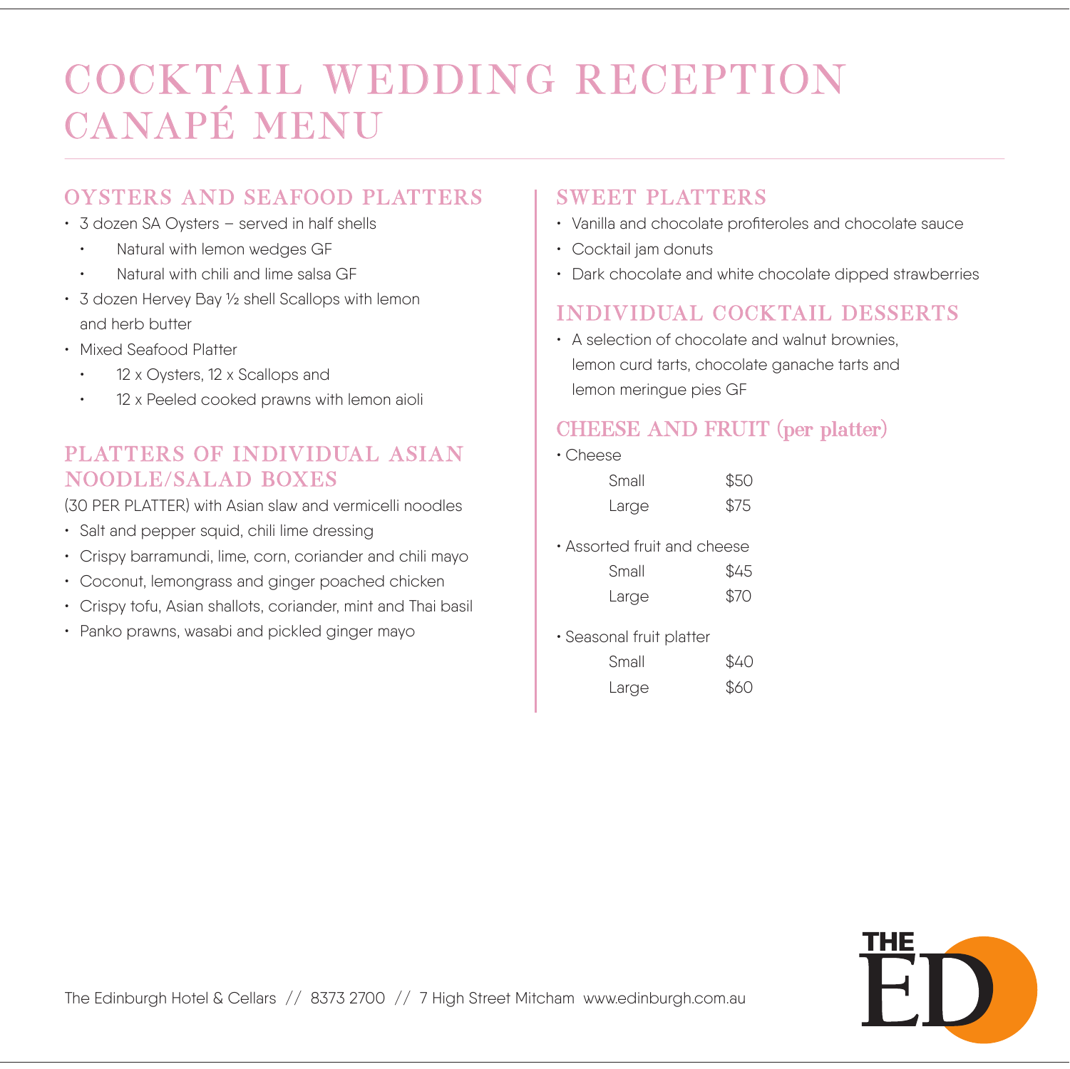# COCKTAIL WEDDING RECEPTION CANAPÉ MENU

## OYSTERS AND SEAFOOD PLATTERS

- 3 dozen SA Oysters – served in half shells
  - Natural with lemon wedges GF
  - Natural with chili and lime salsa GF
- 3 dozen Hervey Bay ½ shell Scallops with lemon and herb butter
- Mixed Seafood Platter
  - 12 x Oysters, 12 x Scallops and
  - 12 x Peeled cooked prawns with lemon aioli

## PLATTERS OF INDIVIDUAL ASIAN NOODLE/SALAD BOXES

(30 PER PLATTER) with Asian slaw and vermicelli noodles

- Salt and pepper squid, chili lime dressing
- Crispy barramundi, lime, corn, coriander and chili mayo
- Coconut, lemongrass and ginger poached chicken
- Crispy tofu, Asian shallots, coriander, mint and Thai basil
- Panko prawns, wasabi and pickled ginger mayo

## SWEET PLATTERS

- Vanilla and chocolate profiteroles and chocolate sauce
- Cocktail jam donuts
- Dark chocolate and white chocolate dipped strawberries

## INDIVIDUAL COCKTAIL DESSERTS

- A selection of chocolate and walnut brownies, lemon curd tarts, chocolate ganache tarts and lemon meringue pies GF

## CHEESE AND FRUIT (per platter)

- Cheese

| | |
|---|---|
| Small | $50 |
| Large | $75 |

- Assorted fruit and cheese

| | |
|---|---|
| Small | $45 |
| Large | $70 |

- Seasonal fruit platter

| | |
|---|---|
| Small | $40 |
| Large | $60 |

The Edinburgh Hotel & Cellars // 8373 2700 // 7 High Street Mitcham www.edinburgh.com.au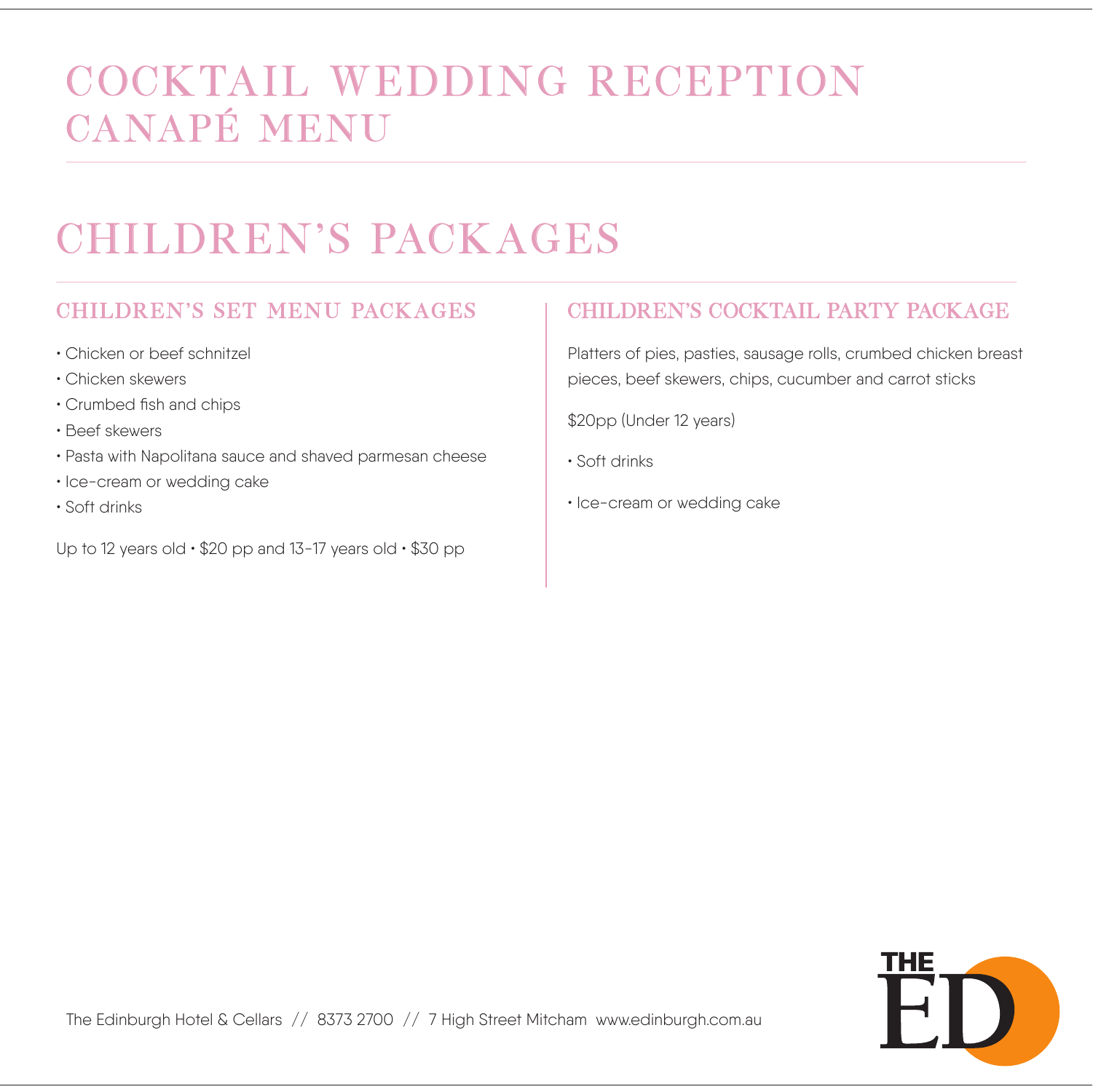# COCKTAIL WEDDING RECEPTION CANAPÉ MENU

## CHILDREN'S PACKAGES

### CHILDREN'S SET MENU PACKAGES

- Chicken or beef schnitzel
- Chicken skewers
- Crumbed fish and chips
- Beef skewers
- Pasta with Napolitana sauce and shaved parmesan cheese
- Ice-cream or wedding cake
- Soft drinks

Up to 12 years old • $20 pp and 13-17 years old • $30 pp

### CHILDREN'S COCKTAIL PARTY PACKAGE

Platters of pies, pasties, sausage rolls, crumbed chicken breast pieces, beef skewers, chips, cucumber and carrot sticks

$20pp (Under 12 years)

- Soft drinks
- Ice-cream or wedding cake

The Edinburgh Hotel & Cellars // 8373 2700 // 7 High Street Mitcham www.edinburgh.com.au

THE ED